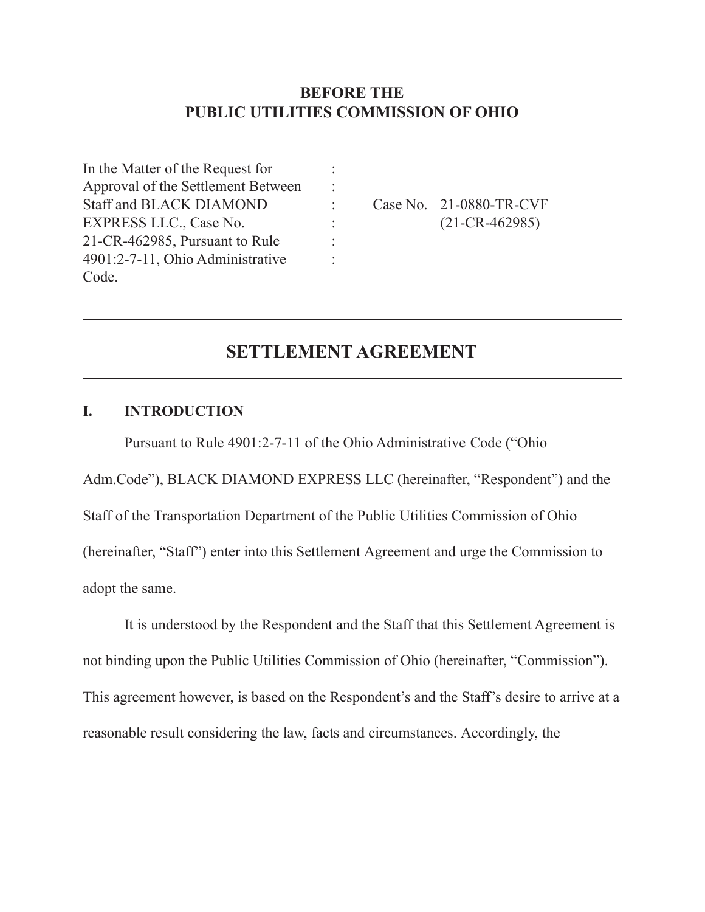**BEFORE THE**
**PUBLIC UTILITIES COMMISSION OF OHIO**

| | | |
|---|---|---|
| In the Matter of the Request for Approval of the Settlement Between Staff and BLACK DIAMOND EXPRESS LLC., Case No. 21-CR-462985, Pursuant to Rule 4901:2-7-11, Ohio Administrative Code. | : | Case No. 21-0880-TR-CVF (21-CR-462985) |

---

# SETTLEMENT AGREEMENT

---

## I. INTRODUCTION

Pursuant to Rule 4901:2-7-11 of the Ohio Administrative Code ("Ohio Adm.Code"), BLACK DIAMOND EXPRESS LLC (hereinafter, "Respondent") and the Staff of the Transportation Department of the Public Utilities Commission of Ohio (hereinafter, "Staff") enter into this Settlement Agreement and urge the Commission to adopt the same.

It is understood by the Respondent and the Staff that this Settlement Agreement is not binding upon the Public Utilities Commission of Ohio (hereinafter, "Commission"). This agreement however, is based on the Respondent's and the Staff's desire to arrive at a reasonable result considering the law, facts and circumstances. Accordingly, the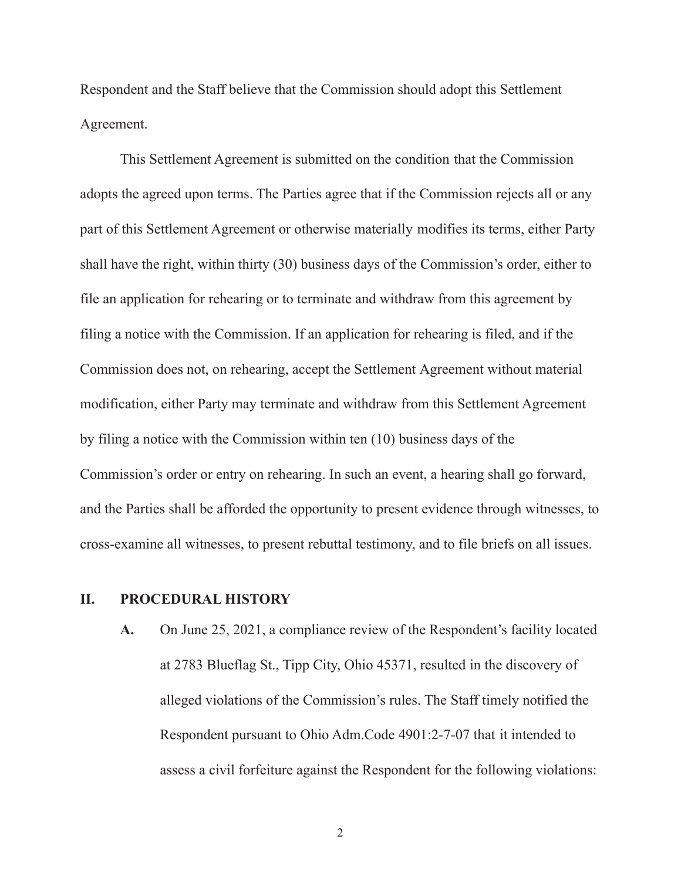Respondent and the Staff believe that the Commission should adopt this Settlement Agreement.

This Settlement Agreement is submitted on the condition that the Commission adopts the agreed upon terms. The Parties agree that if the Commission rejects all or any part of this Settlement Agreement or otherwise materially modifies its terms, either Party shall have the right, within thirty (30) business days of the Commission's order, either to file an application for rehearing or to terminate and withdraw from this agreement by filing a notice with the Commission. If an application for rehearing is filed, and if the Commission does not, on rehearing, accept the Settlement Agreement without material modification, either Party may terminate and withdraw from this Settlement Agreement by filing a notice with the Commission within ten (10) business days of the Commission's order or entry on rehearing. In such an event, a hearing shall go forward, and the Parties shall be afforded the opportunity to present evidence through witnesses, to cross-examine all witnesses, to present rebuttal testimony, and to file briefs on all issues.

## II. PROCEDURAL HISTORY

**A.** On June 25, 2021, a compliance review of the Respondent's facility located at 2783 Blueflag St., Tipp City, Ohio 45371, resulted in the discovery of alleged violations of the Commission's rules. The Staff timely notified the Respondent pursuant to Ohio Adm.Code 4901:2-7-07 that it intended to assess a civil forfeiture against the Respondent for the following violations: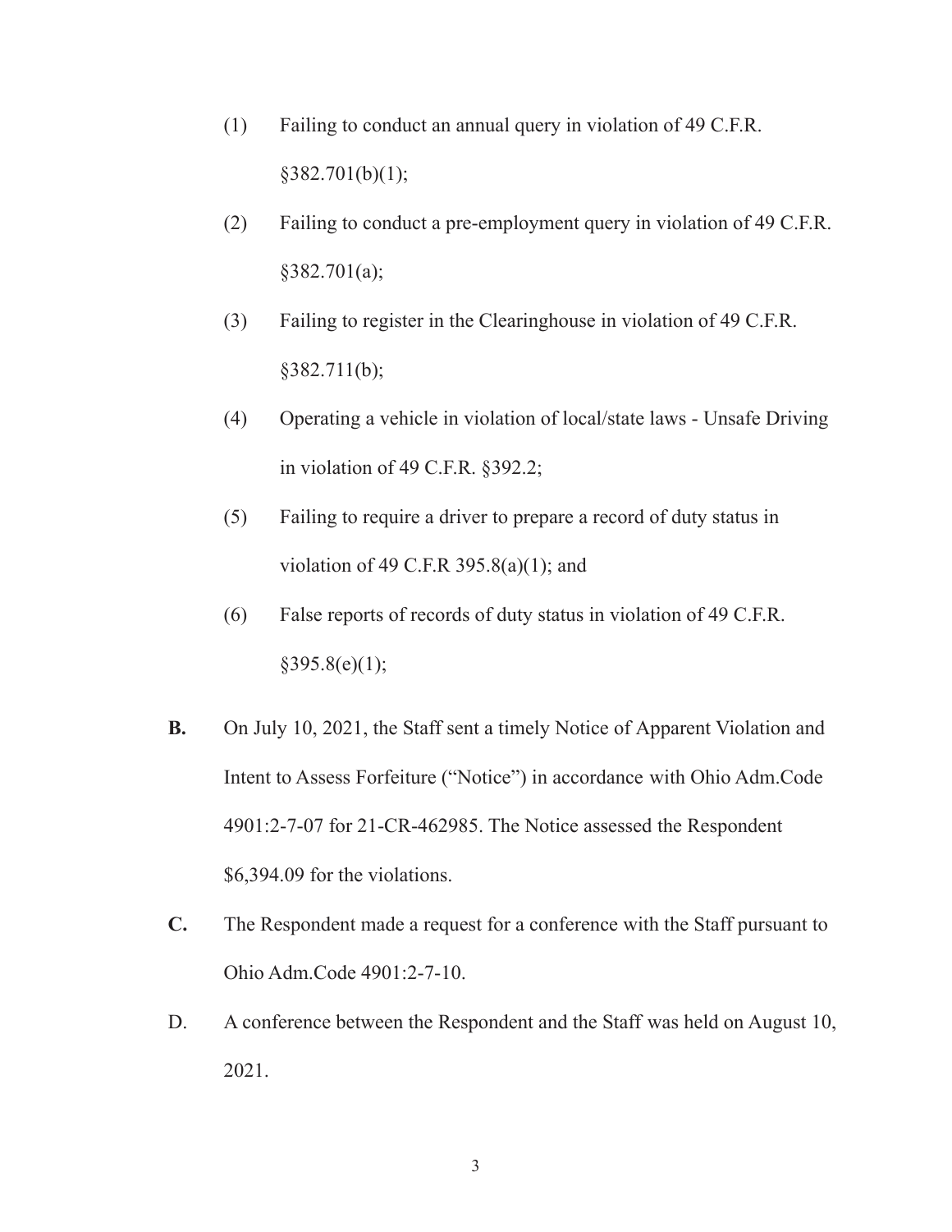(1) Failing to conduct an annual query in violation of 49 C.F.R. §382.701(b)(1);

(2) Failing to conduct a pre-employment query in violation of 49 C.F.R. §382.701(a);

(3) Failing to register in the Clearinghouse in violation of 49 C.F.R. §382.711(b);

(4) Operating a vehicle in violation of local/state laws - Unsafe Driving in violation of 49 C.F.R. §392.2;

(5) Failing to require a driver to prepare a record of duty status in violation of 49 C.F.R 395.8(a)(1); and

(6) False reports of records of duty status in violation of 49 C.F.R. §395.8(e)(1);

**B.** On July 10, 2021, the Staff sent a timely Notice of Apparent Violation and Intent to Assess Forfeiture ("Notice") in accordance with Ohio Adm.Code 4901:2-7-07 for 21-CR-462985. The Notice assessed the Respondent $6,394.09 for the violations.

**C.** The Respondent made a request for a conference with the Staff pursuant to Ohio Adm.Code 4901:2-7-10.

D. A conference between the Respondent and the Staff was held on August 10, 2021.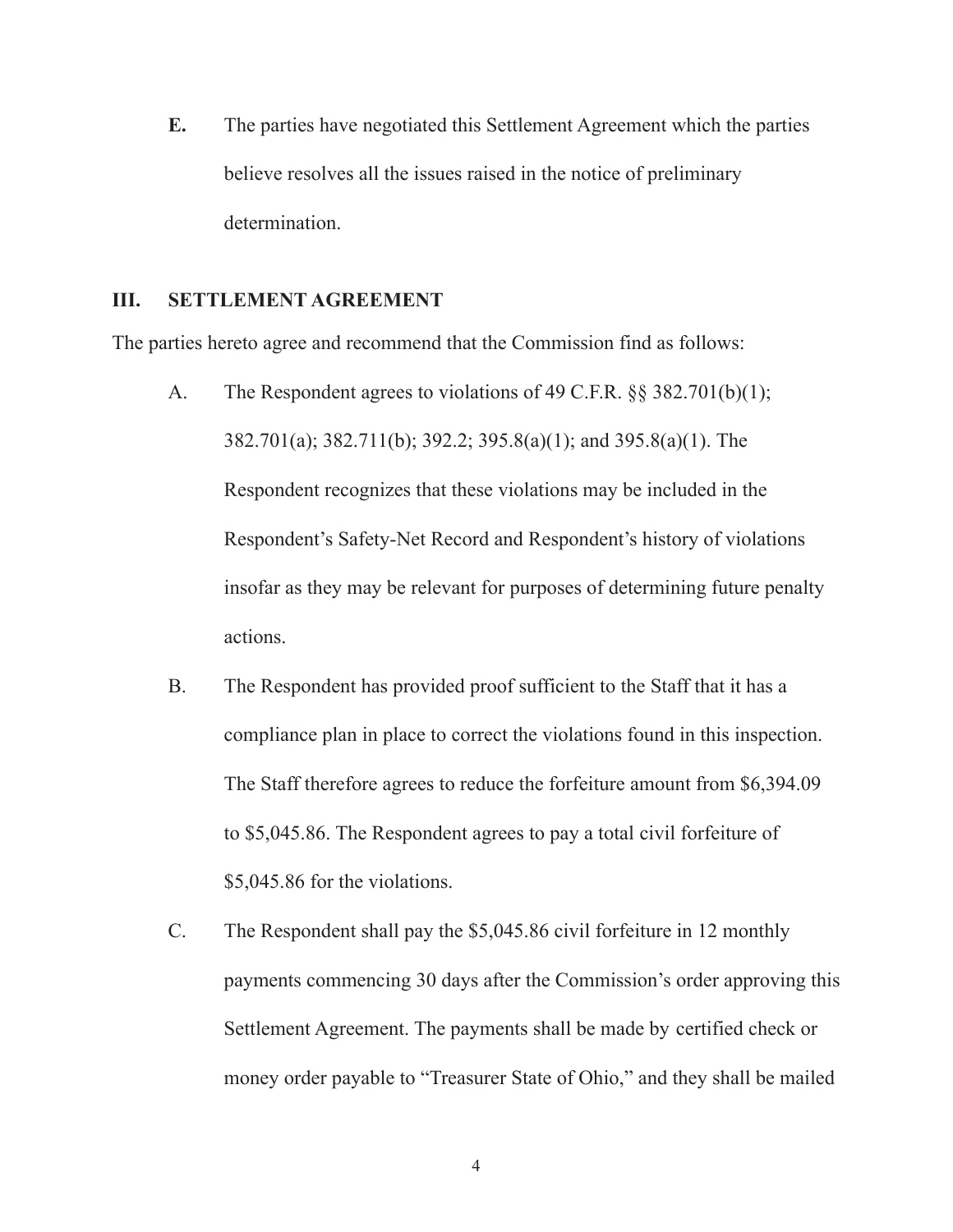**E.** The parties have negotiated this Settlement Agreement which the parties believe resolves all the issues raised in the notice of preliminary determination.

## III. SETTLEMENT AGREEMENT

The parties hereto agree and recommend that the Commission find as follows:

A. The Respondent agrees to violations of 49 C.F.R. §§ 382.701(b)(1); 382.701(a); 382.711(b); 392.2; 395.8(a)(1); and 395.8(a)(1). The Respondent recognizes that these violations may be included in the Respondent's Safety-Net Record and Respondent's history of violations insofar as they may be relevant for purposes of determining future penalty actions.

B. The Respondent has provided proof sufficient to the Staff that it has a compliance plan in place to correct the violations found in this inspection. The Staff therefore agrees to reduce the forfeiture amount from $6,394.09 to $5,045.86. The Respondent agrees to pay a total civil forfeiture of $5,045.86 for the violations.

C. The Respondent shall pay the $5,045.86 civil forfeiture in 12 monthly payments commencing 30 days after the Commission's order approving this Settlement Agreement. The payments shall be made by certified check or money order payable to "Treasurer State of Ohio," and they shall be mailed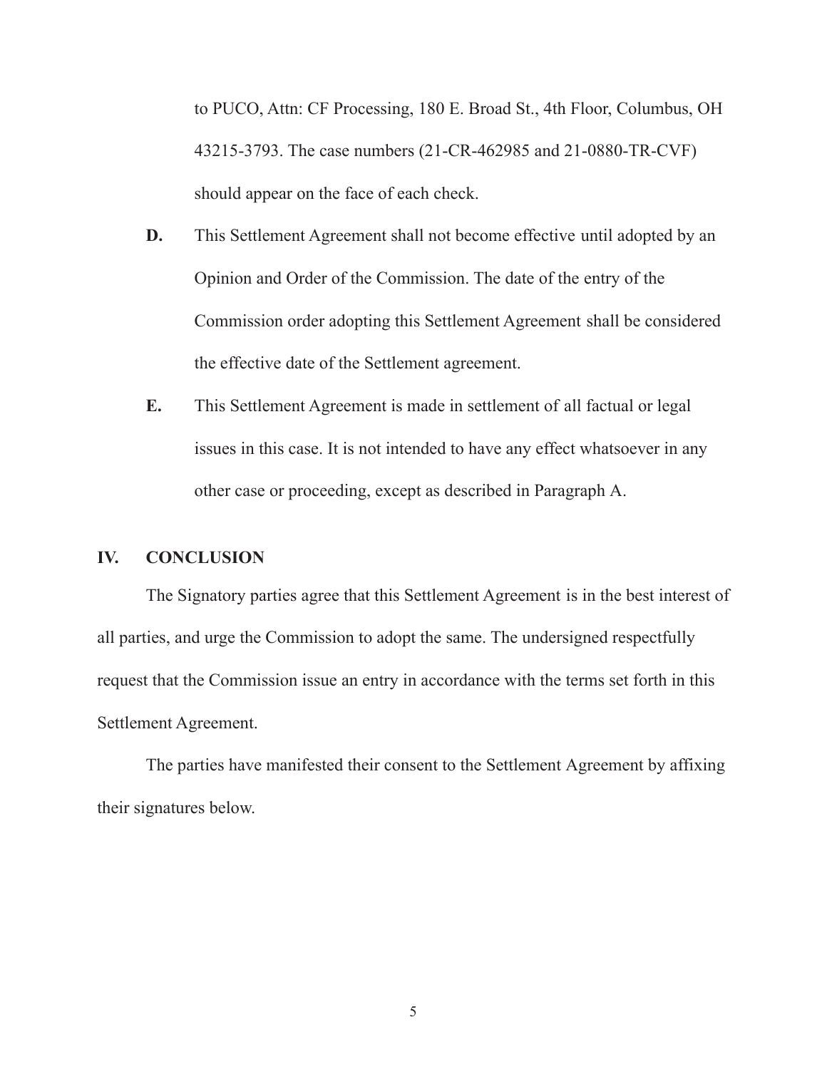to PUCO, Attn: CF Processing, 180 E. Broad St., 4th Floor, Columbus, OH 43215-3793. The case numbers (21-CR-462985 and 21-0880-TR-CVF) should appear on the face of each check.

**D.** This Settlement Agreement shall not become effective until adopted by an Opinion and Order of the Commission. The date of the entry of the Commission order adopting this Settlement Agreement shall be considered the effective date of the Settlement agreement.

**E.** This Settlement Agreement is made in settlement of all factual or legal issues in this case. It is not intended to have any effect whatsoever in any other case or proceeding, except as described in Paragraph A.

## IV. CONCLUSION

The Signatory parties agree that this Settlement Agreement is in the best interest of all parties, and urge the Commission to adopt the same. The undersigned respectfully request that the Commission issue an entry in accordance with the terms set forth in this Settlement Agreement.

The parties have manifested their consent to the Settlement Agreement by affixing their signatures below.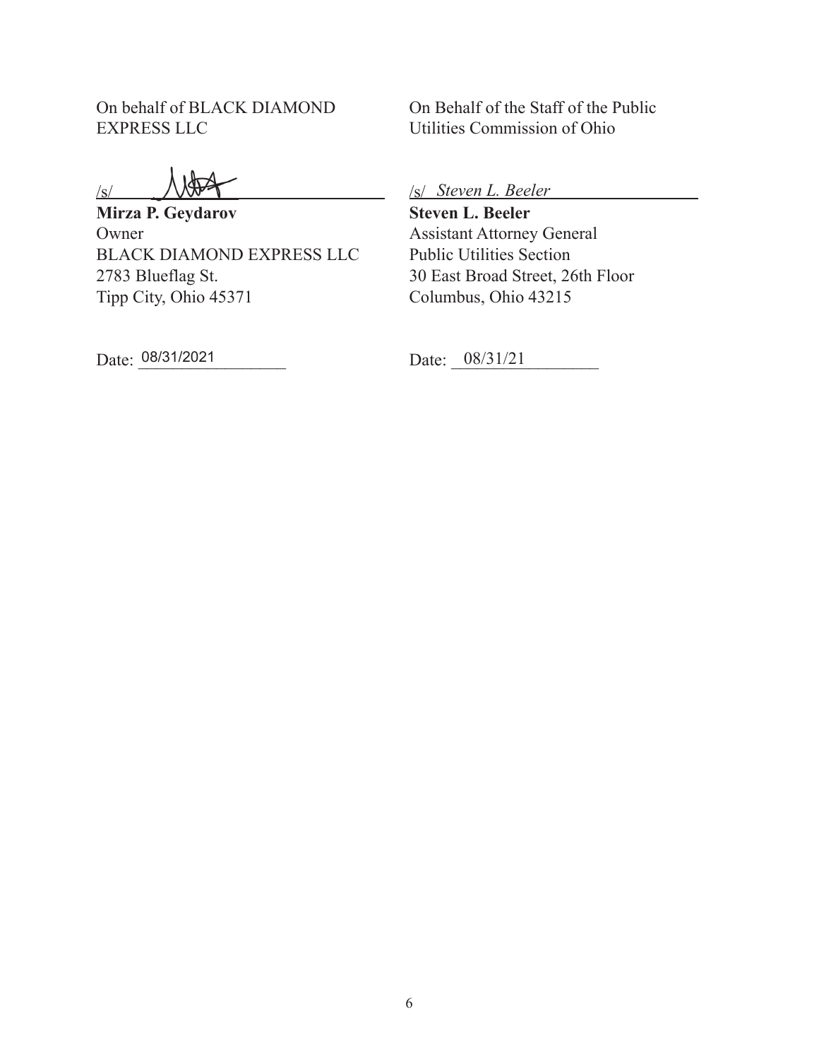On behalf of BLACK DIAMOND EXPRESS LLC

/s/ ______________________

**Mirza P. Geydarov**
Owner
BLACK DIAMOND EXPRESS LLC
2783 Blueflag St.
Tipp City, Ohio 45371

Date: 08/31/2021

On Behalf of the Staff of the Public Utilities Commission of Ohio

/s/ *Steven L. Beeler*

**Steven L. Beeler**
Assistant Attorney General
Public Utilities Section
30 East Broad Street, 26th Floor
Columbus, Ohio 43215

Date: 08/31/21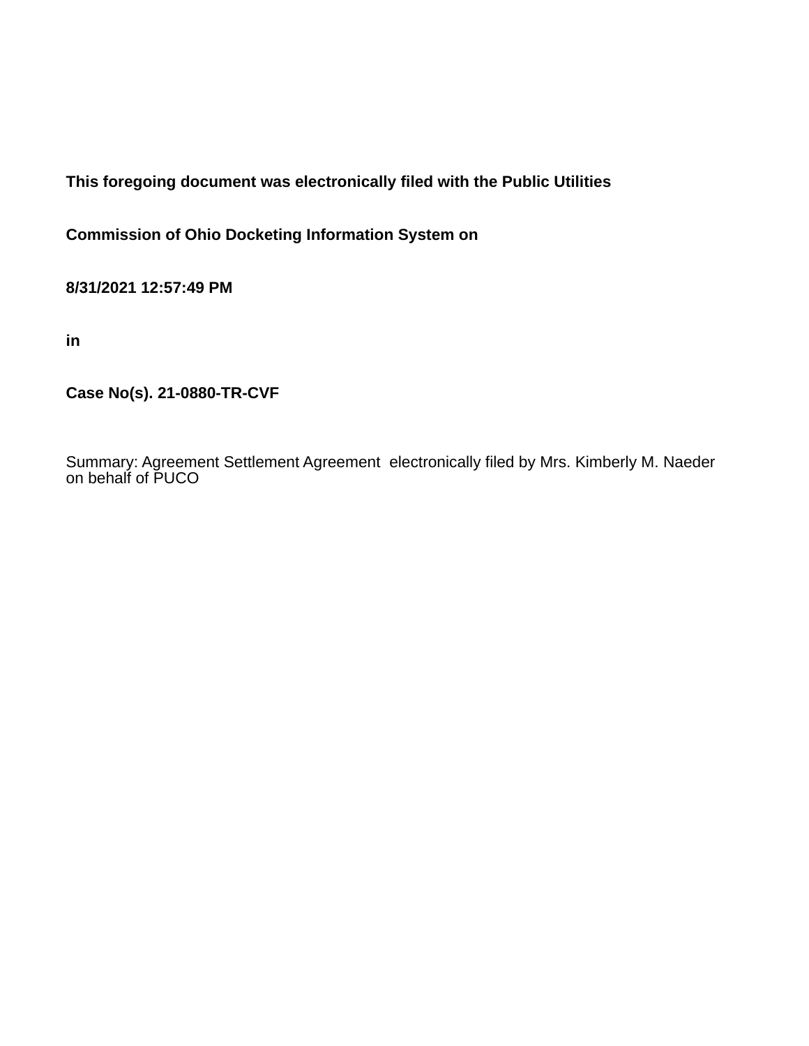**This foregoing document was electronically filed with the Public Utilities**

**Commission of Ohio Docketing Information System on**

**8/31/2021 12:57:49 PM**

**in**

**Case No(s). 21-0880-TR-CVF**

Summary: Agreement Settlement Agreement electronically filed by Mrs. Kimberly M. Naeder on behalf of PUCO